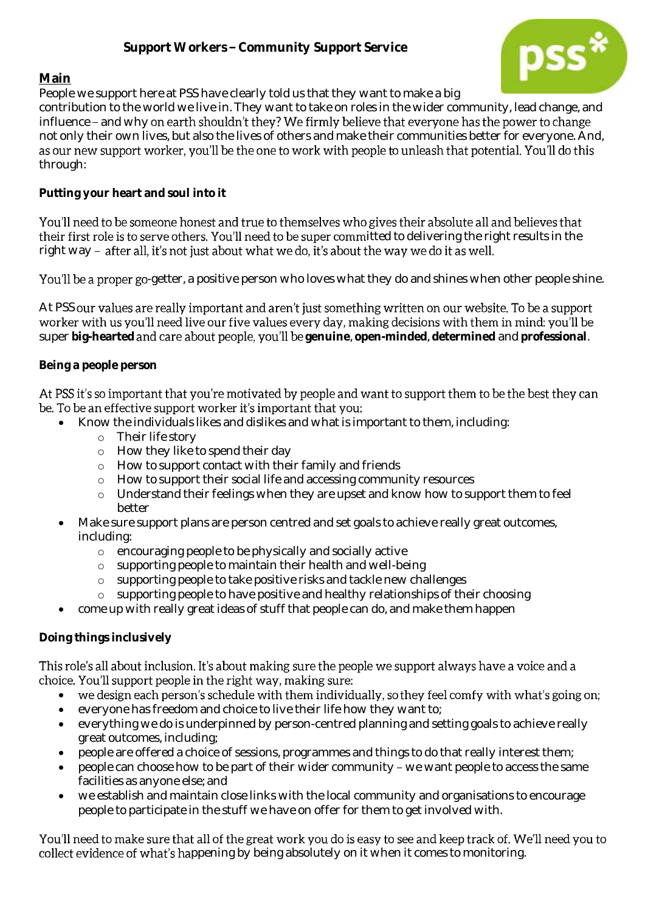# Support Workers – Community Support Service

## Main

People we support here at PSS have clearly told us that they want to make a big contribution to the world we live in. They want to take on roles in the wider community, lead change, and influence – and why on earth shouldn't they? We firmly believe that everyone has the power to change not only their own lives, but also the lives of others and make their communities better for everyone. And, as our new support worker, you'll be the one to work with people to unleash that potential. You'll do this through:

**Putting your heart and soul into it**

You'll need to be someone honest and true to themselves who gives their absolute all and believes that their first role is to serve others. You'll need to be super committed to delivering the right results in the right way – after all, it's not just about what we do, it's about the way we do it as well.

You'll be a proper go-getter, a positive person who loves what they do and shines when other people shine.

At PSS our values are really important and aren't just something written on our website. To be a support worker with us you'll need live our five values every day, making decisions with them in mind: you'll be super **big-hearted** and care about people, you'll be **genuine**, **open-minded**, **determined** and **professional**.

**Being a people person**

At PSS it's so important that you're motivated by people and want to support them to be the best they can be. To be an effective support worker it's important that you:

- Know the individuals likes and dislikes and what is important to them, including:
  - Their life story
  - How they like to spend their day
  - How to support contact with their family and friends
  - How to support their social life and accessing community resources
  - Understand their feelings when they are upset and know how to support them to feel better
- Make sure support plans are person centred and set goals to achieve really great outcomes, including:
  - encouraging people to be physically and socially active
  - supporting people to maintain their health and well-being
  - supporting people to take positive risks and tackle new challenges
  - supporting people to have positive and healthy relationships of their choosing
- come up with really great ideas of stuff that people can do, and make them happen

**Doing things inclusively**

This role's all about inclusion. It's about making sure the people we support always have a voice and a choice. You'll support people in the right way, making sure:

- we design each person's schedule with them individually, so they feel comfy with what's going on;
- everyone has freedom and choice to live their life how they want to;
- everything we do is underpinned by person-centred planning and setting goals to achieve really great outcomes, including;
- people are offered a choice of sessions, programmes and things to do that really interest them;
- people can choose how to be part of their wider community – we want people to access the same facilities as anyone else; and
- we establish and maintain close links with the local community and organisations to encourage people to participate in the stuff we have on offer for them to get involved with.

You'll need to make sure that all of the great work you do is easy to see and keep track of. We'll need you to collect evidence of what's happening by being absolutely on it when it comes to monitoring.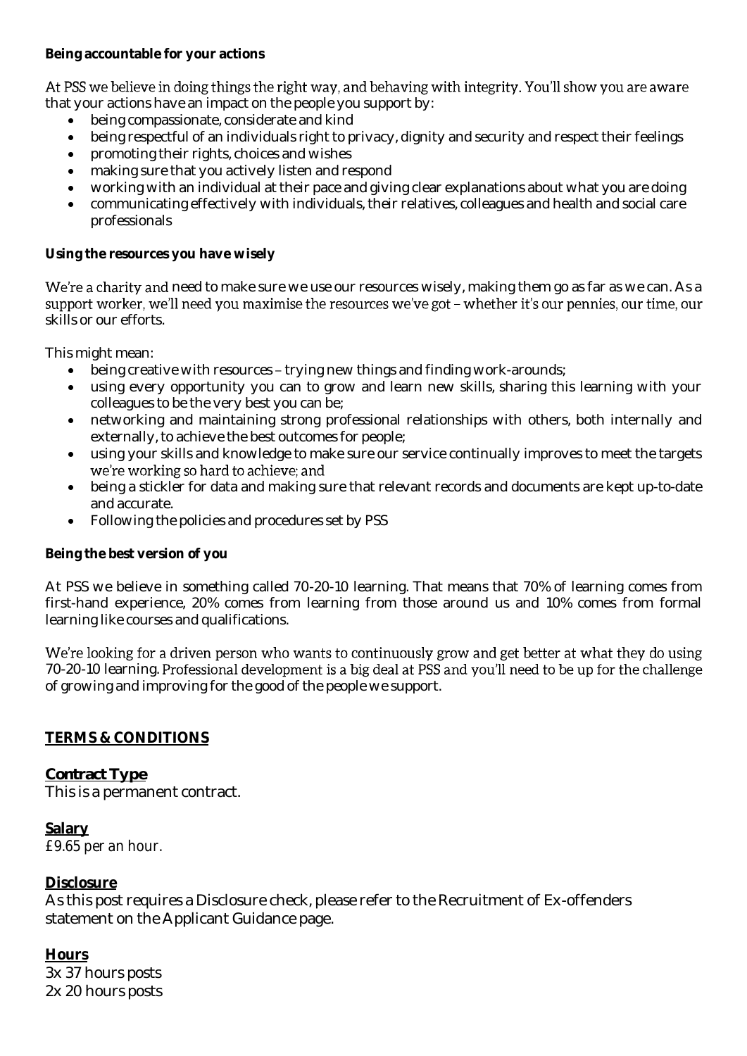**Being accountable for your actions**

At PSS we believe in doing things the right way, and behaving with integrity. You'll show you are aware that your actions have an impact on the people you support by:

- being compassionate, considerate and kind
- being respectful of an individuals right to privacy, dignity and security and respect their feelings
- promoting their rights, choices and wishes
- making sure that you actively listen and respond
- working with an individual at their pace and giving clear explanations about what you are doing
- communicating effectively with individuals, their relatives, colleagues and health and social care professionals

**Using the resources you have wisely**

We're a charity and need to make sure we use our resources wisely, making them go as far as we can. As a support worker, we'll need you maximise the resources we've got – whether it's our pennies, our time, our skills or our efforts.

This might mean:

- being creative with resources – trying new things and finding work-arounds;
- using every opportunity you can to grow and learn new skills, sharing this learning with your colleagues to be the very best you can be;
- networking and maintaining strong professional relationships with others, both internally and externally, to achieve the best outcomes for people;
- using your skills and knowledge to make sure our service continually improves to meet the targets we're working so hard to achieve; and
- being a stickler for data and making sure that relevant records and documents are kept up-to-date and accurate.
- Following the policies and procedures set by PSS

**Being the best version of you**

At PSS we believe in something called 70-20-10 learning. That means that 70% of learning comes from first-hand experience, 20% comes from learning from those around us and 10% comes from formal learning like courses and qualifications.

We're looking for a driven person who wants to continuously grow and get better at what they do using 70-20-10 learning. Professional development is a big deal at PSS and you'll need to be up for the challenge of growing and improving for the good of the people we support.

## TERMS & CONDITIONS

### Contract Type

This is a permanent contract.

### Salary

*£9.65 per an hour.*

### Disclosure

As this post requires a Disclosure check, please refer to the Recruitment of Ex-offenders statement on the Applicant Guidance page.

### Hours

3x 37 hours posts
2x 20 hours posts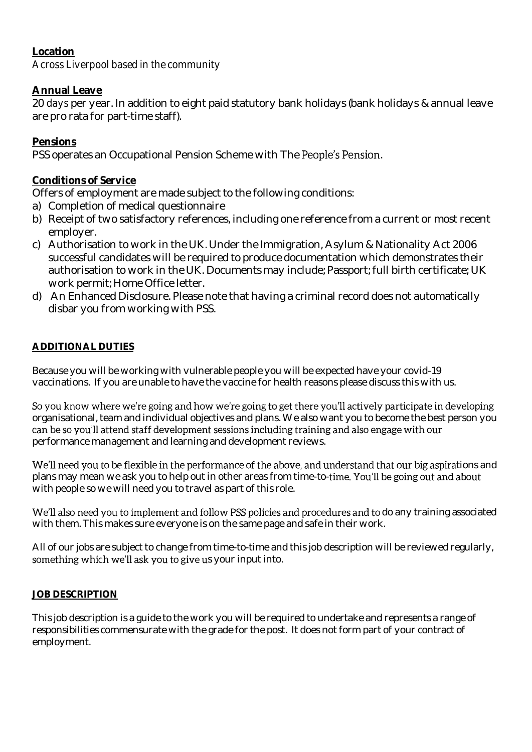**Location**

Across Liverpool based in the community

**Annual Leave**

20 days per year. In addition to eight paid statutory bank holidays (bank holidays & annual leave are pro rata for part-time staff).

**Pensions**

PSS operates an Occupational Pension Scheme with The People's Pension.

**Conditions of Service**

Offers of employment are made subject to the following conditions:

a) Completion of medical questionnaire
b) Receipt of two satisfactory references, including one reference from a current or most recent employer.
c) Authorisation to work in the UK. Under the Immigration, Asylum & Nationality Act 2006 successful candidates will be required to produce documentation which demonstrates their authorisation to work in the UK. Documents may include; Passport; full birth certificate; UK work permit; Home Office letter.
d) An Enhanced Disclosure. Please note that having a criminal record does not automatically disbar you from working with PSS.

**ADDITIONAL DUTIES**

Because you will be working with vulnerable people you will be expected have your covid-19 vaccinations. If you are unable to have the vaccine for health reasons please discuss this with us.

So you know where we're going and how we're going to get there you'll actively participate in developing organisational, team and individual objectives and plans. We also want you to become the best person you can be so you'll attend staff development sessions including training and also engage with our performance management and learning and development reviews.

We'll need you to be flexible in the performance of the above, and understand that our big aspirations and plans may mean we ask you to help out in other areas from time-to-time. You'll be going out and about with people so we will need you to travel as part of this role.

We'll also need you to implement and follow PSS policies and procedures and to do any training associated with them. This makes sure everyone is on the same page and safe in their work.

All of our jobs are subject to change from time-to-time and this job description will be reviewed regularly, something which we'll ask you to give us your input into.

**JOB DESCRIPTION**

This job description is a guide to the work you will be required to undertake and represents a range of responsibilities commensurate with the grade for the post. It does not form part of your contract of employment.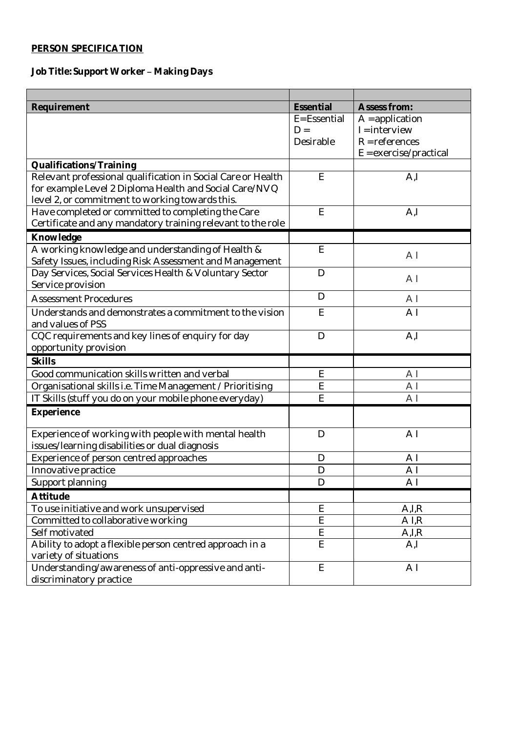**PERSON SPECIFICATION**

**Job Title: Support Worker – Making Days**

| | | |
|---|---|---|
| **Requirement** | **Essential** | **Assess from:** |
| | E=Essential<br>D = Desirable | A = application<br>I = interview<br>R = references<br>E = exercise/practical |
| **Qualifications/Training** | | |
| Relevant professional qualification in Social Care or Health for example Level 2 Diploma Health and Social Care/NVQ level 2, or commitment to working towards this. | E | A,I |
| Have completed or committed to completing the Care Certificate and any mandatory training relevant to the role | E | A,I |
| **Knowledge** | | |
| A working knowledge and understanding of Health & Safety Issues, including Risk Assessment and Management | E | A I |
| Day Services, Social Services Health & Voluntary Sector Service provision | D | A I |
| Assessment Procedures | D | A I |
| Understands and demonstrates a commitment to the vision and values of PSS | E | A I |
| CQC requirements and key lines of enquiry for day opportunity provision | D | A,I |
| **Skills** | | |
| Good communication skills written and verbal | E | A I |
| Organisational skills i.e. Time Management / Prioritising | E | A I |
| IT Skills (stuff you do on your mobile phone everyday) | E | A I |
| **Experience** | | |
| Experience of working with people with mental health issues/learning disabilities or dual diagnosis | D | A I |
| Experience of person centred approaches | D | A I |
| Innovative practice | D | A I |
| Support planning | D | A I |
| **Attitude** | | |
| To use initiative and work unsupervised | E | A,I,R |
| Committed to collaborative working | E | A I,R |
| Self motivated | E | A,I,R |
| Ability to adopt a flexible person centred approach in a variety of situations | E | A,I |
| Understanding/awareness of anti-oppressive and anti-discriminatory practice | E | A I |